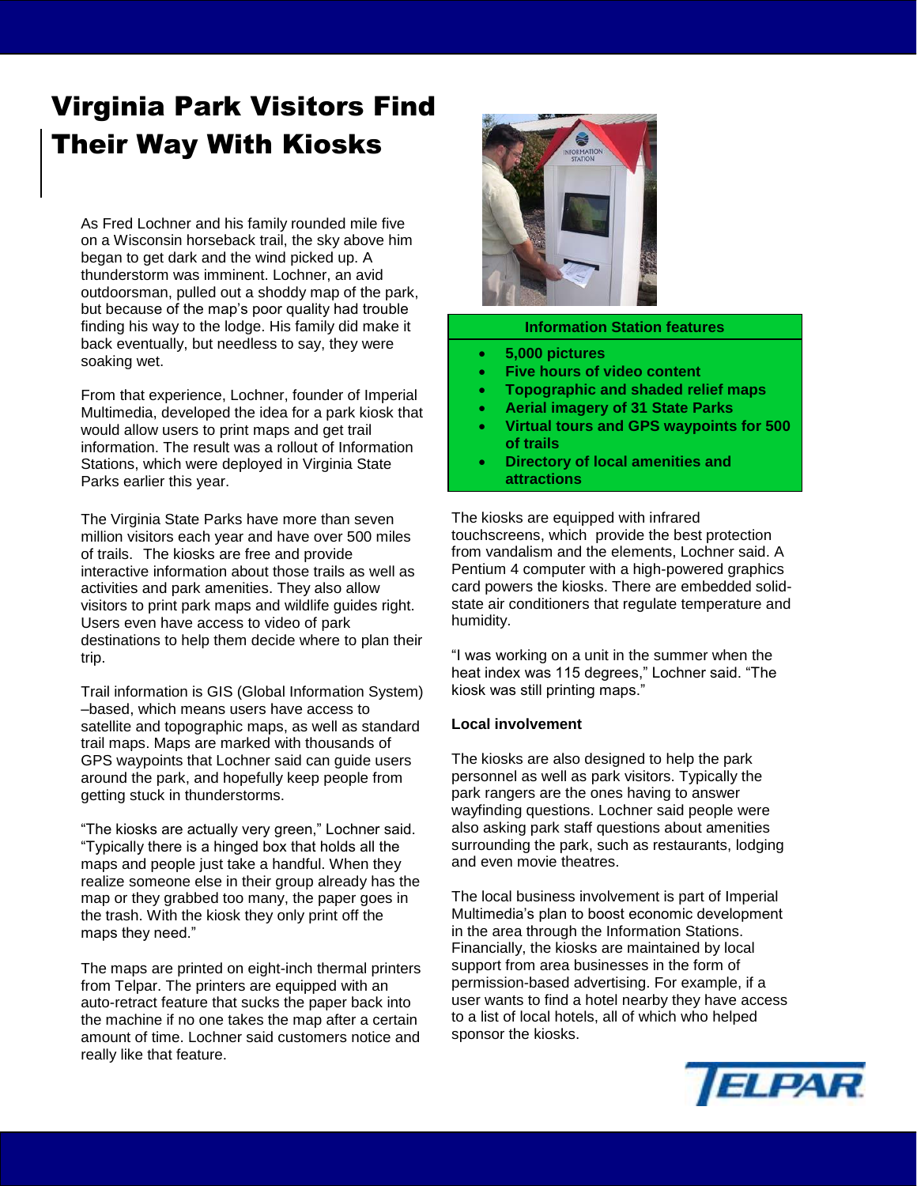# Virginia Park Visitors Find Their Way With Kiosks

As Fred Lochner and his family rounded mile five on a Wisconsin horseback trail, the sky above him began to get dark and the wind picked up. A thunderstorm was imminent. Lochner, an avid outdoorsman, pulled out a shoddy map of the park, but because of the map's poor quality had trouble finding his way to the lodge. His family did make it back eventually, but needless to say, they were soaking wet.

From that experience, Lochner, founder of Imperial Multimedia, developed the idea for a park kiosk that would allow users to print maps and get trail information. The result was a rollout of Information Stations, which were deployed in Virginia State Parks earlier this year.

The Virginia State Parks have more than seven million visitors each year and have over 500 miles of trails. The kiosks are free and provide interactive information about those trails as well as activities and park amenities. They also allow visitors to print park maps and wildlife guides right. Users even have access to video of park destinations to help them decide where to plan their trip.

Trail information is GIS (Global Information System) –based, which means users have access to satellite and topographic maps, as well as standard trail maps. Maps are marked with thousands of GPS waypoints that Lochner said can guide users around the park, and hopefully keep people from getting stuck in thunderstorms.

"The kiosks are actually very green," Lochner said. "Typically there is a hinged box that holds all the maps and people just take a handful. When they realize someone else in their group already has the map or they grabbed too many, the paper goes in the trash. With the kiosk they only print off the maps they need."

The maps are printed on eight-inch thermal printers from Telpar. The printers are equipped with an auto-retract feature that sucks the paper back into the machine if no one takes the map after a certain amount of time. Lochner said customers notice and really like that feature.

**Information Station features**

- **5,000 pictures**
- **Five hours of video content**
- **Topographic and shaded relief maps**
- **Aerial imagery of 31 State Parks**
- **Virtual tours and GPS waypoints for 500 of trails**
- **Directory of local amenities and attractions**

The kiosks are equipped with infrared touchscreens, which provide the best protection from vandalism and the elements, Lochner said. A Pentium 4 computer with a high-powered graphics card powers the kiosks. There are embedded solid-state air conditioners that regulate temperature and humidity.

"I was working on a unit in the summer when the heat index was 115 degrees," Lochner said. "The kiosk was still printing maps."

**Local involvement**

The kiosks are also designed to help the park personnel as well as park visitors. Typically the park rangers are the ones having to answer wayfinding questions. Lochner said people were also asking park staff questions about amenities surrounding the park, such as restaurants, lodging and even movie theatres.

The local business involvement is part of Imperial Multimedia's plan to boost economic development in the area through the Information Stations. Financially, the kiosks are maintained by local support from area businesses in the form of permission-based advertising. For example, if a user wants to find a hotel nearby they have access to a list of local hotels, all of which who helped sponsor the kiosks.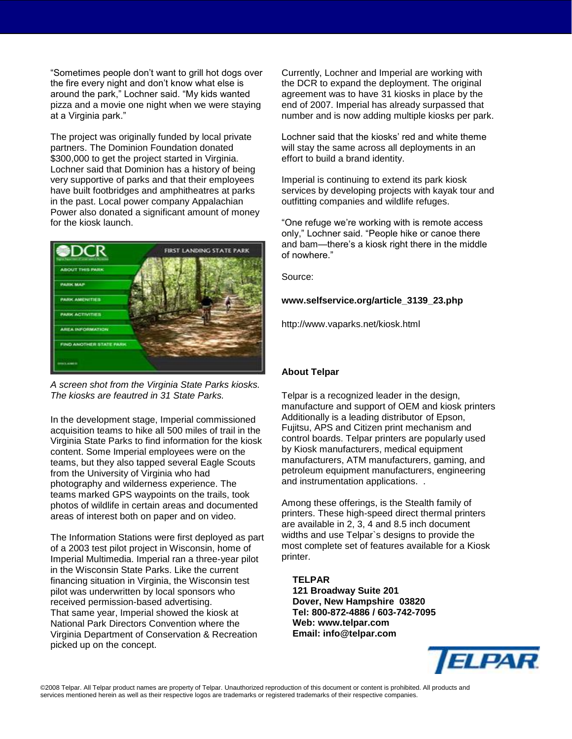"Sometimes people don't want to grill hot dogs over the fire every night and don't know what else is around the park," Lochner said. "My kids wanted pizza and a movie one night when we were staying at a Virginia park."

The project was originally funded by local private partners. The Dominion Foundation donated $300,000 to get the project started in Virginia. Lochner said that Dominion has a history of being very supportive of parks and that their employees have built footbridges and amphitheatres at parks in the past. Local power company Appalachian Power also donated a significant amount of money for the kiosk launch.

*A screen shot from the Virginia State Parks kiosks. The kiosks are feautred in 31 State Parks.*

In the development stage, Imperial commissioned acquisition teams to hike all 500 miles of trail in the Virginia State Parks to find information for the kiosk content. Some Imperial employees were on the teams, but they also tapped several Eagle Scouts from the University of Virginia who had photography and wilderness experience. The teams marked GPS waypoints on the trails, took photos of wildlife in certain areas and documented areas of interest both on paper and on video.

The Information Stations were first deployed as part of a 2003 test pilot project in Wisconsin, home of Imperial Multimedia. Imperial ran a three-year pilot in the Wisconsin State Parks. Like the current financing situation in Virginia, the Wisconsin test pilot was underwritten by local sponsors who received permission-based advertising.
That same year, Imperial showed the kiosk at National Park Directors Convention where the Virginia Department of Conservation & Recreation picked up on the concept.

Currently, Lochner and Imperial are working with the DCR to expand the deployment. The original agreement was to have 31 kiosks in place by the end of 2007. Imperial has already surpassed that number and is now adding multiple kiosks per park.

Lochner said that the kiosks' red and white theme will stay the same across all deployments in an effort to build a brand identity.

Imperial is continuing to extend its park kiosk services by developing projects with kayak tour and outfitting companies and wildlife refuges.

"One refuge we're working with is remote access only," Lochner said. "People hike or canoe there and bam—there's a kiosk right there in the middle of nowhere."

Source:

**www.selfservice.org/article_3139_23.php**

http://www.vaparks.net/kiosk.html

**About Telpar**

Telpar is a recognized leader in the design, manufacture and support of OEM and kiosk printers Additionally is a leading distributor of Epson, Fujitsu, APS and Citizen print mechanism and control boards. Telpar printers are popularly used by Kiosk manufacturers, medical equipment manufacturers, ATM manufacturers, gaming, and petroleum equipment manufacturers, engineering and instrumentation applications. .

Among these offerings, is the Stealth family of printers. These high-speed direct thermal printers are available in 2, 3, 4 and 8.5 inch document widths and use Telpar`s designs to provide the most complete set of features available for a Kiosk printer.

**TELPAR**
**121 Broadway Suite 201**
**Dover, New Hampshire 03820**
**Tel: 800-872-4886 / 603-742-7095**
**Web: www.telpar.com**
**Email: info@telpar.com**

©2008 Telpar. All Telpar product names are property of Telpar. Unauthorized reproduction of this document or content is prohibited. All products and services mentioned herein as well as their respective logos are trademarks or registered trademarks of their respective companies.